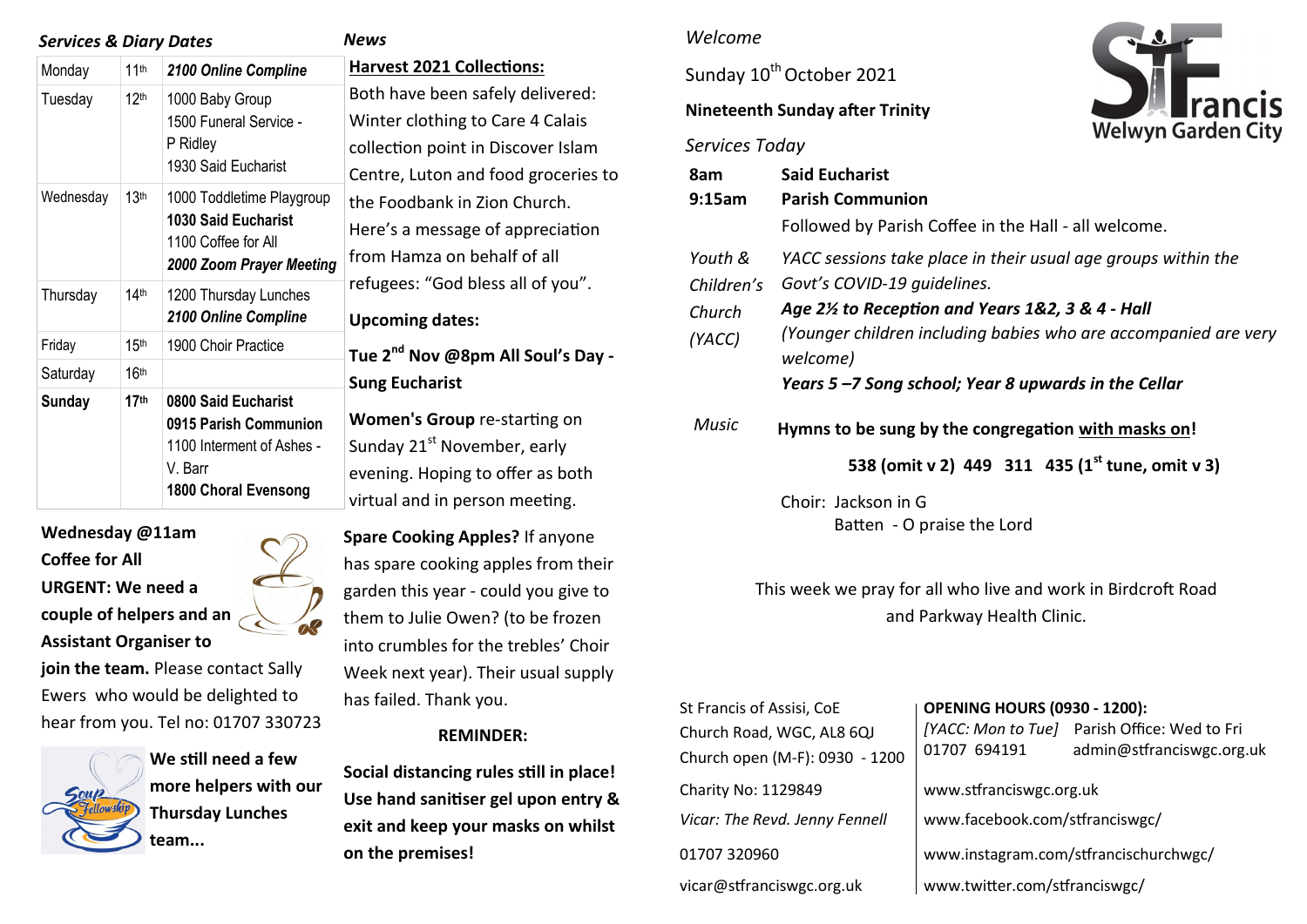## *Services & Diary Dates*

| Day | Date | Events |
|---|---|---|
| Monday | 11th | ***2100 Online Compline*** |
| Tuesday | 12th | 1000 Baby Group<br>1500 Funeral Service - P Ridley<br>1930 Said Eucharist |
| Wednesday | 13th | 1000 Toddletime Playgroup<br>**1030 Said Eucharist**<br>1100 Coffee for All<br>***2000 Zoom Prayer Meeting*** |
| Thursday | 14th | 1200 Thursday Lunches<br>***2100 Online Compline*** |
| Friday | 15th | 1900 Choir Practice |
| Saturday | 16th | |
| **Sunday** | **17th** | **0800 Said Eucharist**<br>**0915 Parish Communion**<br>1100 Interment of Ashes - V. Barr<br>**1800 Choral Evensong** |

**Wednesday @11am Coffee for All**

**URGENT: We need a couple of helpers and an Assistant Organiser to join the team.** Please contact Sally Ewers who would be delighted to hear from you. Tel no: 01707 330723

**We still need a few more helpers with our Thursday Lunches team...**

## *News*

**Harvest 2021 Collections:**

Both have been safely delivered: Winter clothing to Care 4 Calais collection point in Discover Islam Centre, Luton and food groceries to the Foodbank in Zion Church. Here's a message of appreciation from Hamza on behalf of all refugees: "God bless all of you".

**Upcoming dates:**

**Tue 2nd Nov @8pm All Soul's Day - Sung Eucharist**

**Women's Group** re-starting on Sunday 21st November, early evening. Hoping to offer as both virtual and in person meeting.

**Spare Cooking Apples?** If anyone has spare cooking apples from their garden this year - could you give to them to Julie Owen? (to be frozen into crumbles for the trebles' Choir Week next year). Their usual supply has failed. Thank you.

**REMINDER:**

**Social distancing rules still in place! Use hand sanitiser gel upon entry & exit and keep your masks on whilst on the premises!**

## *Welcome*

St Francis Welwyn Garden City

Sunday 10th October 2021

**Nineteenth Sunday after Trinity**

*Services Today*

**8am** **Said Eucharist**

**9:15am** **Parish Communion**

Followed by Parish Coffee in the Hall - all welcome.

*Youth & Children's Church (YACC)*

*YACC sessions take place in their usual age groups within the Govt's COVID-19 guidelines.*

***Age 2½ to Reception and Years 1&2, 3 & 4 - Hall***

*(Younger children including babies who are accompanied are very welcome)*

***Years 5 –7 Song school; Year 8 upwards in the Cellar***

*Music*

**Hymns to be sung by the congregation with masks on!**

**538 (omit v 2) 449 311 435 (1st tune, omit v 3)**

Choir: Jackson in G
Batten - O praise the Lord

This week we pray for all who live and work in Birdcroft Road and Parkway Health Clinic.

St Francis of Assisi, CoE
Church Road, WGC, AL8 6QJ
Church open (M-F): 0930 - 1200

Charity No: 1129849

*Vicar: The Revd. Jenny Fennell*

01707 320960

vicar@stfranciswgc.org.uk

**OPENING HOURS (0930 - 1200):**
*[YACC: Mon to Tue]* Parish Office: Wed to Fri
01707 694191 admin@stfranciswgc.org.uk

www.stfranciswgc.org.uk

www.facebook.com/stfranciswgc/

www.instagram.com/stfrancischurchwgc/

www.twitter.com/stfranciswgc/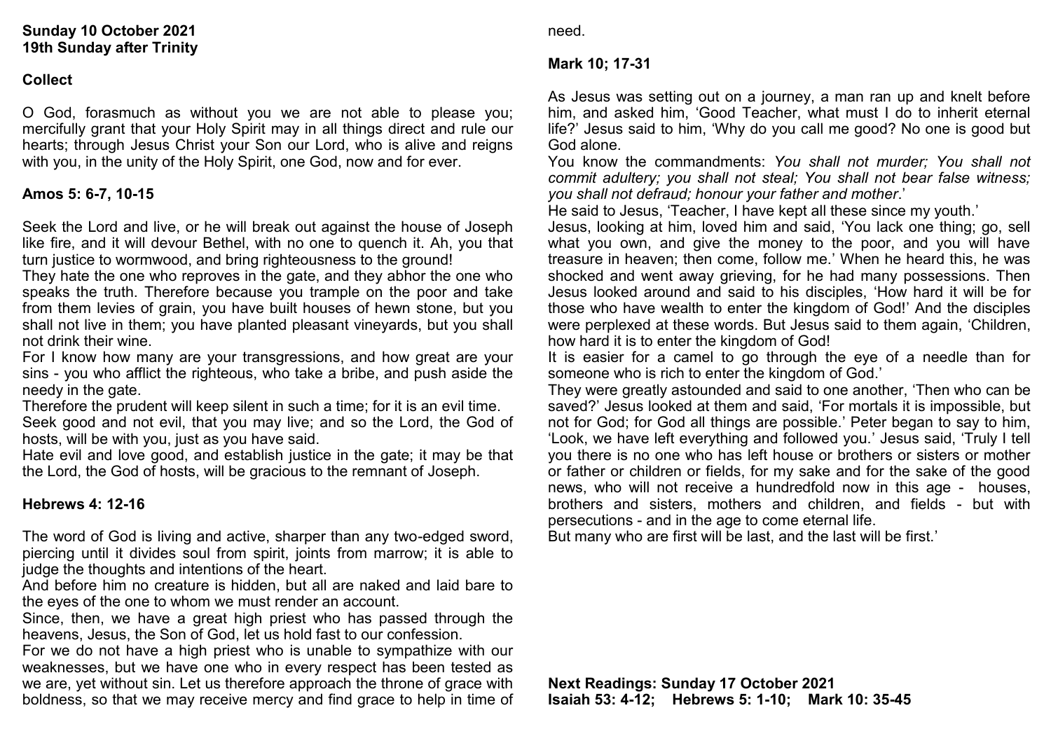**Sunday 10 October 2021**
**19th Sunday after Trinity**

**Collect**

O God, forasmuch as without you we are not able to please you; mercifully grant that your Holy Spirit may in all things direct and rule our hearts; through Jesus Christ your Son our Lord, who is alive and reigns with you, in the unity of the Holy Spirit, one God, now and for ever.

**Amos 5: 6-7, 10-15**

Seek the Lord and live, or he will break out against the house of Joseph like fire, and it will devour Bethel, with no one to quench it. Ah, you that turn justice to wormwood, and bring righteousness to the ground!
They hate the one who reproves in the gate, and they abhor the one who speaks the truth. Therefore because you trample on the poor and take from them levies of grain, you have built houses of hewn stone, but you shall not live in them; you have planted pleasant vineyards, but you shall not drink their wine.
For I know how many are your transgressions, and how great are your sins - you who afflict the righteous, who take a bribe, and push aside the needy in the gate.
Therefore the prudent will keep silent in such a time; for it is an evil time.
Seek good and not evil, that you may live; and so the Lord, the God of hosts, will be with you, just as you have said.
Hate evil and love good, and establish justice in the gate; it may be that the Lord, the God of hosts, will be gracious to the remnant of Joseph.

**Hebrews 4: 12-16**

The word of God is living and active, sharper than any two-edged sword, piercing until it divides soul from spirit, joints from marrow; it is able to judge the thoughts and intentions of the heart.
And before him no creature is hidden, but all are naked and laid bare to the eyes of the one to whom we must render an account.
Since, then, we have a great high priest who has passed through the heavens, Jesus, the Son of God, let us hold fast to our confession.
For we do not have a high priest who is unable to sympathize with our weaknesses, but we have one who in every respect has been tested as we are, yet without sin. Let us therefore approach the throne of grace with boldness, so that we may receive mercy and find grace to help in time of need.

**Mark 10; 17-31**

As Jesus was setting out on a journey, a man ran up and knelt before him, and asked him, 'Good Teacher, what must I do to inherit eternal life?' Jesus said to him, 'Why do you call me good? No one is good but God alone.
You know the commandments: *You shall not murder; You shall not commit adultery; you shall not steal; You shall not bear false witness; you shall not defraud; honour your father and mother*.'
He said to Jesus, 'Teacher, I have kept all these since my youth.'
Jesus, looking at him, loved him and said, 'You lack one thing; go, sell what you own, and give the money to the poor, and you will have treasure in heaven; then come, follow me.' When he heard this, he was shocked and went away grieving, for he had many possessions. Then Jesus looked around and said to his disciples, 'How hard it will be for those who have wealth to enter the kingdom of God!' And the disciples were perplexed at these words. But Jesus said to them again, 'Children, how hard it is to enter the kingdom of God!
It is easier for a camel to go through the eye of a needle than for someone who is rich to enter the kingdom of God.'
They were greatly astounded and said to one another, 'Then who can be saved?' Jesus looked at them and said, 'For mortals it is impossible, but not for God; for God all things are possible.' Peter began to say to him, 'Look, we have left everything and followed you.' Jesus said, 'Truly I tell you there is no one who has left house or brothers or sisters or mother or father or children or fields, for my sake and for the sake of the good news, who will not receive a hundredfold now in this age - houses, brothers and sisters, mothers and children, and fields - but with persecutions - and in the age to come eternal life.
But many who are first will be last, and the last will be first.'

**Next Readings: Sunday 17 October 2021**
**Isaiah 53: 4-12; Hebrews 5: 1-10; Mark 10: 35-45**